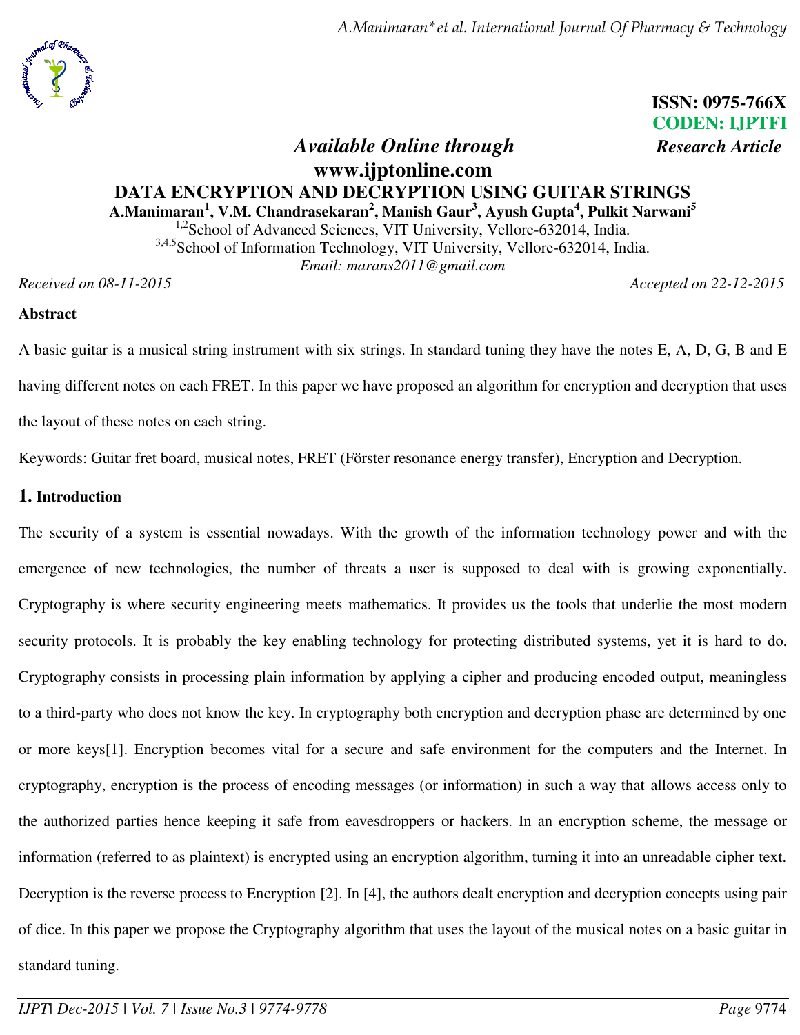ISSN: 0975-766X
CODEN: IJPTFI

*Available Online through* *Research Article*
**www.ijptonline.com**

# DATA ENCRYPTION AND DECRYPTION USING GUITAR STRINGS

**A.Manimaran[1], V.M. Chandrasekaran[2], Manish Gaur[3], Ayush Gupta[4], Pulkit Narwani[5]**

[1,2]School of Advanced Sciences, VIT University, Vellore-632014, India.
[3,4,5]School of Information Technology, VIT University, Vellore-632014, India.
*Email: marans2011@gmail.com*

*Received on 08-11-2015* *Accepted on 22-12-2015*

## Abstract

A basic guitar is a musical string instrument with six strings. In standard tuning they have the notes E, A, D, G, B and E having different notes on each FRET. In this paper we have proposed an algorithm for encryption and decryption that uses the layout of these notes on each string.

Keywords: Guitar fret board, musical notes, FRET (Förster resonance energy transfer), Encryption and Decryption.

## 1. Introduction

The security of a system is essential nowadays. With the growth of the information technology power and with the emergence of new technologies, the number of threats a user is supposed to deal with is growing exponentially. Cryptography is where security engineering meets mathematics. It provides us the tools that underlie the most modern security protocols. It is probably the key enabling technology for protecting distributed systems, yet it is hard to do. Cryptography consists in processing plain information by applying a cipher and producing encoded output, meaningless to a third-party who does not know the key. In cryptography both encryption and decryption phase are determined by one or more keys[1]. Encryption becomes vital for a secure and safe environment for the computers and the Internet. In cryptography, encryption is the process of encoding messages (or information) in such a way that allows access only to the authorized parties hence keeping it safe from eavesdroppers or hackers. In an encryption scheme, the message or information (referred to as plaintext) is encrypted using an encryption algorithm, turning it into an unreadable cipher text. Decryption is the reverse process to Encryption [2]. In [4], the authors dealt encryption and decryption concepts using pair of dice. In this paper we propose the Cryptography algorithm that uses the layout of the musical notes on a basic guitar in standard tuning.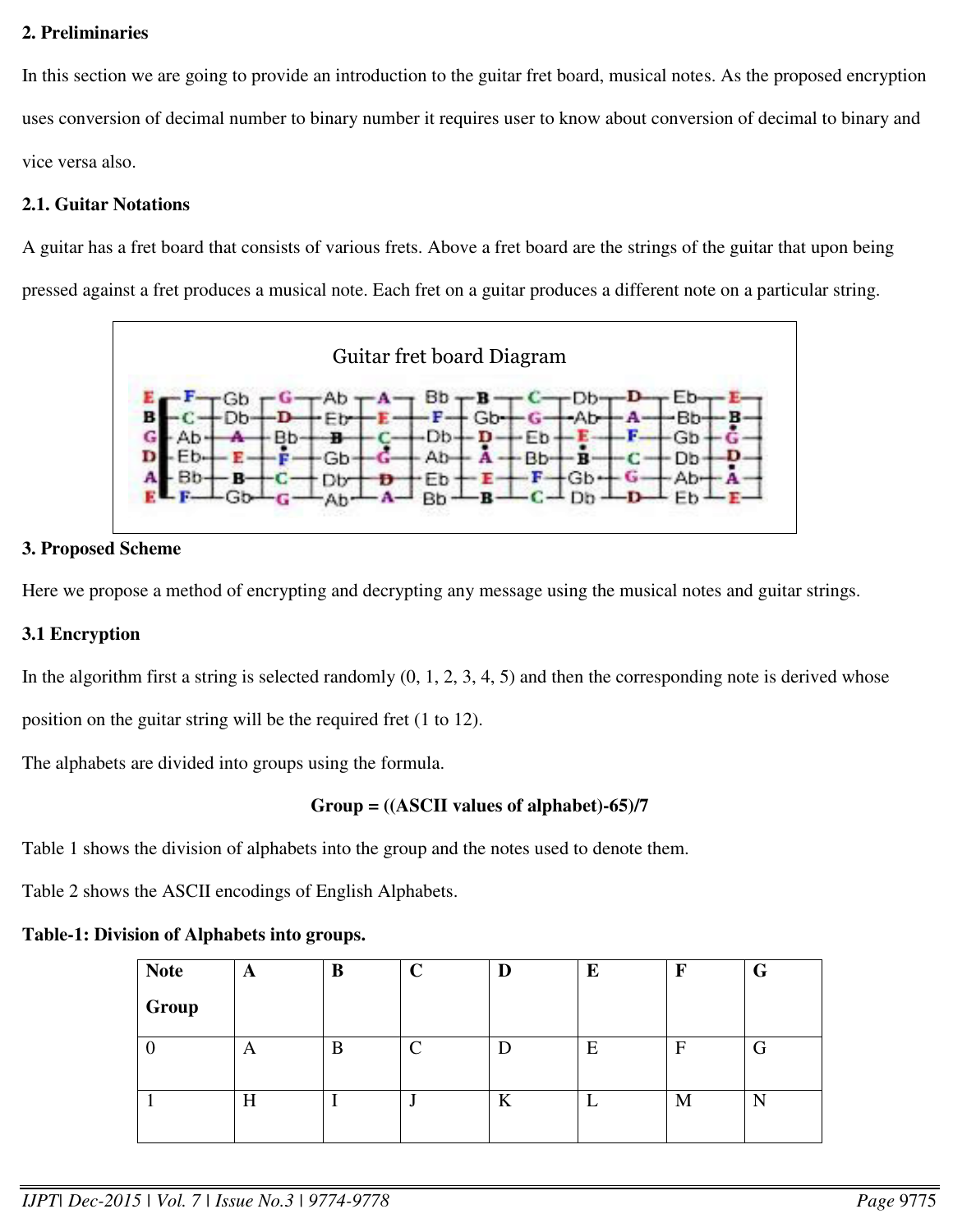## 2. Preliminaries

In this section we are going to provide an introduction to the guitar fret board, musical notes. As the proposed encryption uses conversion of decimal number to binary number it requires user to know about conversion of decimal to binary and vice versa also.

### 2.1. Guitar Notations

A guitar has a fret board that consists of various frets. Above a fret board are the strings of the guitar that upon being pressed against a fret produces a musical note. Each fret on a guitar produces a different note on a particular string.

Guitar fret board Diagram

## 3. Proposed Scheme

Here we propose a method of encrypting and decrypting any message using the musical notes and guitar strings.

### 3.1 Encryption

In the algorithm first a string is selected randomly (0, 1, 2, 3, 4, 5) and then the corresponding note is derived whose position on the guitar string will be the required fret (1 to 12).

The alphabets are divided into groups using the formula.

**Group = ((ASCII values of alphabet)-65)/7**

Table 1 shows the division of alphabets into the group and the notes used to denote them.

Table 2 shows the ASCII encodings of English Alphabets.

**Table-1: Division of Alphabets into groups.**

| Note Group | A | B | C | D | E | F | G |
|---|---|---|---|---|---|---|---|
| 0 | A | B | C | D | E | F | G |
| 1 | H | I | J | K | L | M | N |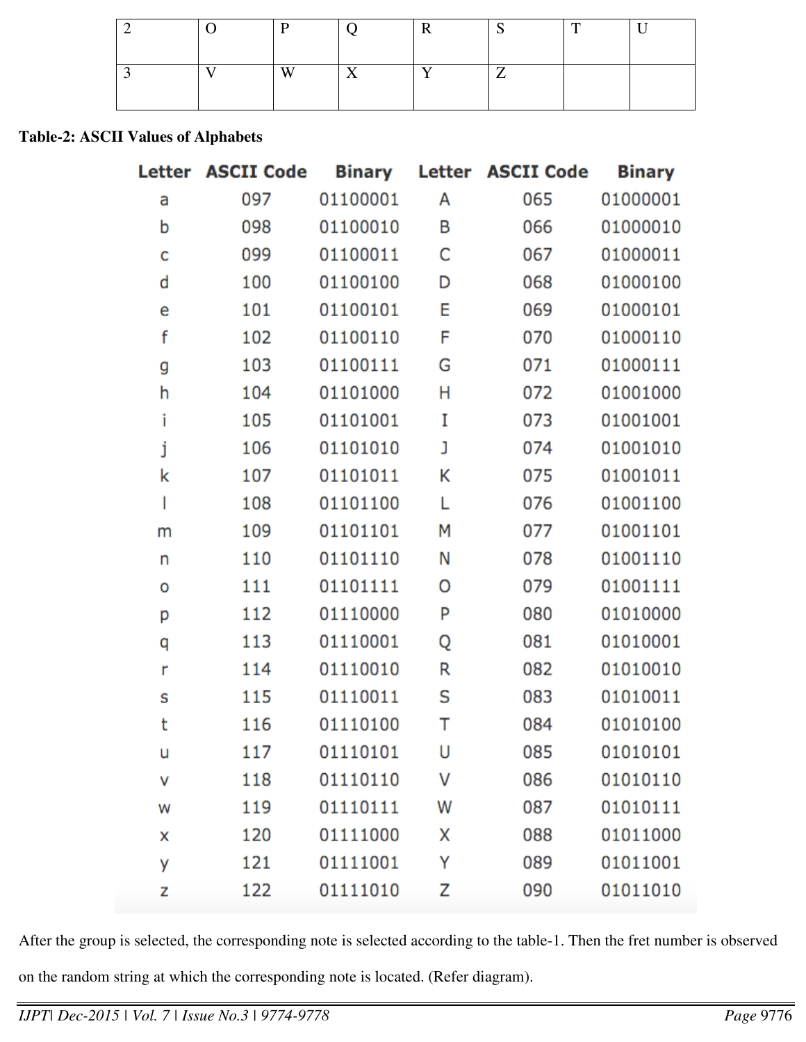| 2 | O | P | Q | R | S | T | U |
|---|---|---|---|---|---|---|---|
| 3 | V | W | X | Y | Z | | |

**Table-2: ASCII Values of Alphabets**

| Letter | ASCII Code | Binary | Letter | ASCII Code | Binary |
|---|---|---|---|---|---|
| a | 097 | 01100001 | A | 065 | 01000001 |
| b | 098 | 01100010 | B | 066 | 01000010 |
| c | 099 | 01100011 | C | 067 | 01000011 |
| d | 100 | 01100100 | D | 068 | 01000100 |
| e | 101 | 01100101 | E | 069 | 01000101 |
| f | 102 | 01100110 | F | 070 | 01000110 |
| g | 103 | 01100111 | G | 071 | 01000111 |
| h | 104 | 01101000 | H | 072 | 01001000 |
| i | 105 | 01101001 | I | 073 | 01001001 |
| j | 106 | 01101010 | J | 074 | 01001010 |
| k | 107 | 01101011 | K | 075 | 01001011 |
| l | 108 | 01101100 | L | 076 | 01001100 |
| m | 109 | 01101101 | M | 077 | 01001101 |
| n | 110 | 01101110 | N | 078 | 01001110 |
| o | 111 | 01101111 | O | 079 | 01001111 |
| p | 112 | 01110000 | P | 080 | 01010000 |
| q | 113 | 01110001 | Q | 081 | 01010001 |
| r | 114 | 01110010 | R | 082 | 01010010 |
| s | 115 | 01110011 | S | 083 | 01010011 |
| t | 116 | 01110100 | T | 084 | 01010100 |
| u | 117 | 01110101 | U | 085 | 01010101 |
| v | 118 | 01110110 | V | 086 | 01010110 |
| w | 119 | 01110111 | W | 087 | 01010111 |
| x | 120 | 01111000 | X | 088 | 01011000 |
| y | 121 | 01111001 | Y | 089 | 01011001 |
| z | 122 | 01111010 | Z | 090 | 01011010 |

After the group is selected, the corresponding note is selected according to the table-1. Then the fret number is observed on the random string at which the corresponding note is located. (Refer diagram).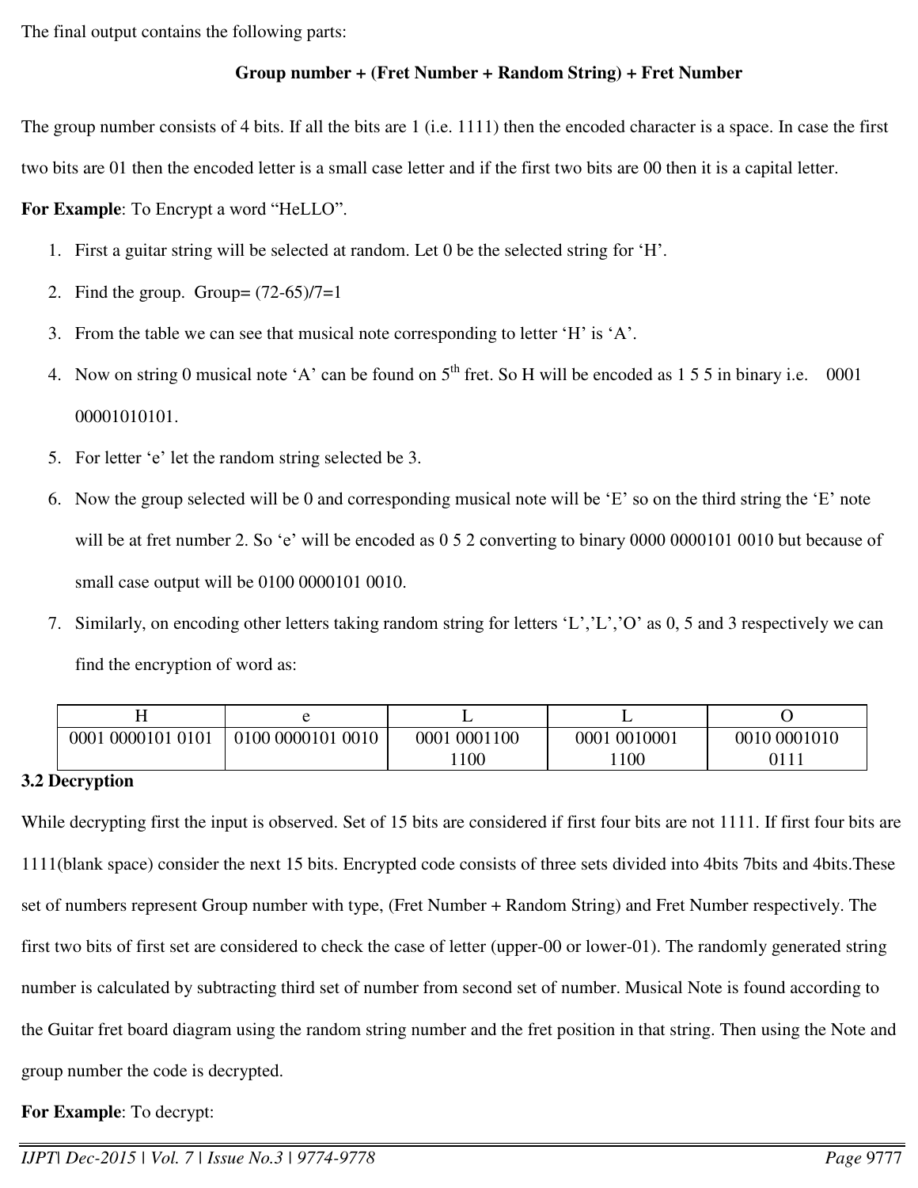The final output contains the following parts:

**Group number + (Fret Number + Random String) + Fret Number**

The group number consists of 4 bits. If all the bits are 1 (i.e. 1111) then the encoded character is a space. In case the first two bits are 01 then the encoded letter is a small case letter and if the first two bits are 00 then it is a capital letter.

**For Example**: To Encrypt a word "HeLLO".

1. First a guitar string will be selected at random. Let 0 be the selected string for 'H'.
2. Find the group. Group= (72-65)/7=1
3. From the table we can see that musical note corresponding to letter 'H' is 'A'.
4. Now on string 0 musical note 'A' can be found on 5th fret. So H will be encoded as 1 5 5 in binary i.e. 0001 00001010101.
5. For letter 'e' let the random string selected be 3.
6. Now the group selected will be 0 and corresponding musical note will be 'E' so on the third string the 'E' note will be at fret number 2. So 'e' will be encoded as 0 5 2 converting to binary 0000 0000101 0010 but because of small case output will be 0100 0000101 0010.
7. Similarly, on encoding other letters taking random string for letters 'L','L','O' as 0, 5 and 3 respectively we can find the encryption of word as:

| H | e | L | L | O |
|---|---|---|---|---|
| 0001 0000101 0101 | 0100 0000101 0010 | 0001 0001100 1100 | 0001 0010001 1100 | 0010 0001010 0111 |

**3.2 Decryption**

While decrypting first the input is observed. Set of 15 bits are considered if first four bits are not 1111. If first four bits are 1111(blank space) consider the next 15 bits. Encrypted code consists of three sets divided into 4bits 7bits and 4bits.These set of numbers represent Group number with type, (Fret Number + Random String) and Fret Number respectively. The first two bits of first set are considered to check the case of letter (upper-00 or lower-01). The randomly generated string number is calculated by subtracting third set of number from second set of number. Musical Note is found according to the Guitar fret board diagram using the random string number and the fret position in that string. Then using the Note and group number the code is decrypted.

**For Example**: To decrypt: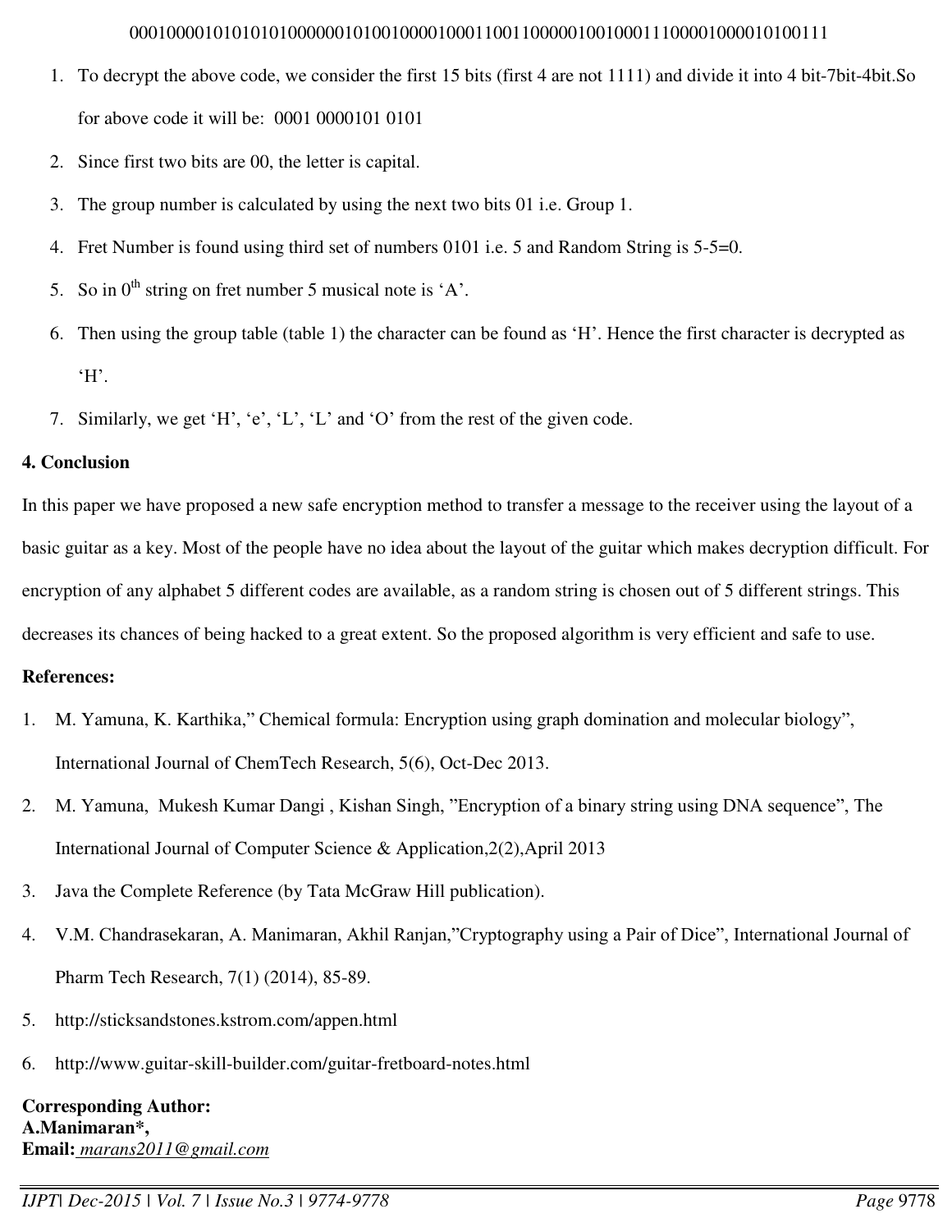00010000101010101000000101001000010001100110000010010001110000100001010 0111

1. To decrypt the above code, we consider the first 15 bits (first 4 are not 1111) and divide it into 4 bit-7bit-4bit.So for above code it will be: 0001 0000101 0101
2. Since first two bits are 00, the letter is capital.
3. The group number is calculated by using the next two bits 01 i.e. Group 1.
4. Fret Number is found using third set of numbers 0101 i.e. 5 and Random String is 5-5=0.
5. So in $0^{th}$ string on fret number 5 musical note is ‘A’.
6. Then using the group table (table 1) the character can be found as ‘H’. Hence the first character is decrypted as ‘H’.
7. Similarly, we get ‘H’, ‘e’, ‘L’, ‘L’ and ‘O’ from the rest of the given code.

## 4. Conclusion

In this paper we have proposed a new safe encryption method to transfer a message to the receiver using the layout of a basic guitar as a key. Most of the people have no idea about the layout of the guitar which makes decryption difficult. For encryption of any alphabet 5 different codes are available, as a random string is chosen out of 5 different strings. This decreases its chances of being hacked to a great extent. So the proposed algorithm is very efficient and safe to use.

## References:

1. M. Yamuna, K. Karthika,” Chemical formula: Encryption using graph domination and molecular biology”, International Journal of ChemTech Research, 5(6), Oct-Dec 2013.
2. M. Yamuna, Mukesh Kumar Dangi , Kishan Singh, ”Encryption of a binary string using DNA sequence”, The International Journal of Computer Science & Application,2(2),April 2013
3. Java the Complete Reference (by Tata McGraw Hill publication).
4. V.M. Chandrasekaran, A. Manimaran, Akhil Ranjan,”Cryptography using a Pair of Dice”, International Journal of Pharm Tech Research, 7(1) (2014), 85-89.
5. http://sticksandstones.kstrom.com/appen.html
6. http://www.guitar-skill-builder.com/guitar-fretboard-notes.html

**Corresponding Author:**
**A.Manimaran*,**
**Email:** *marans2011@gmail.com*